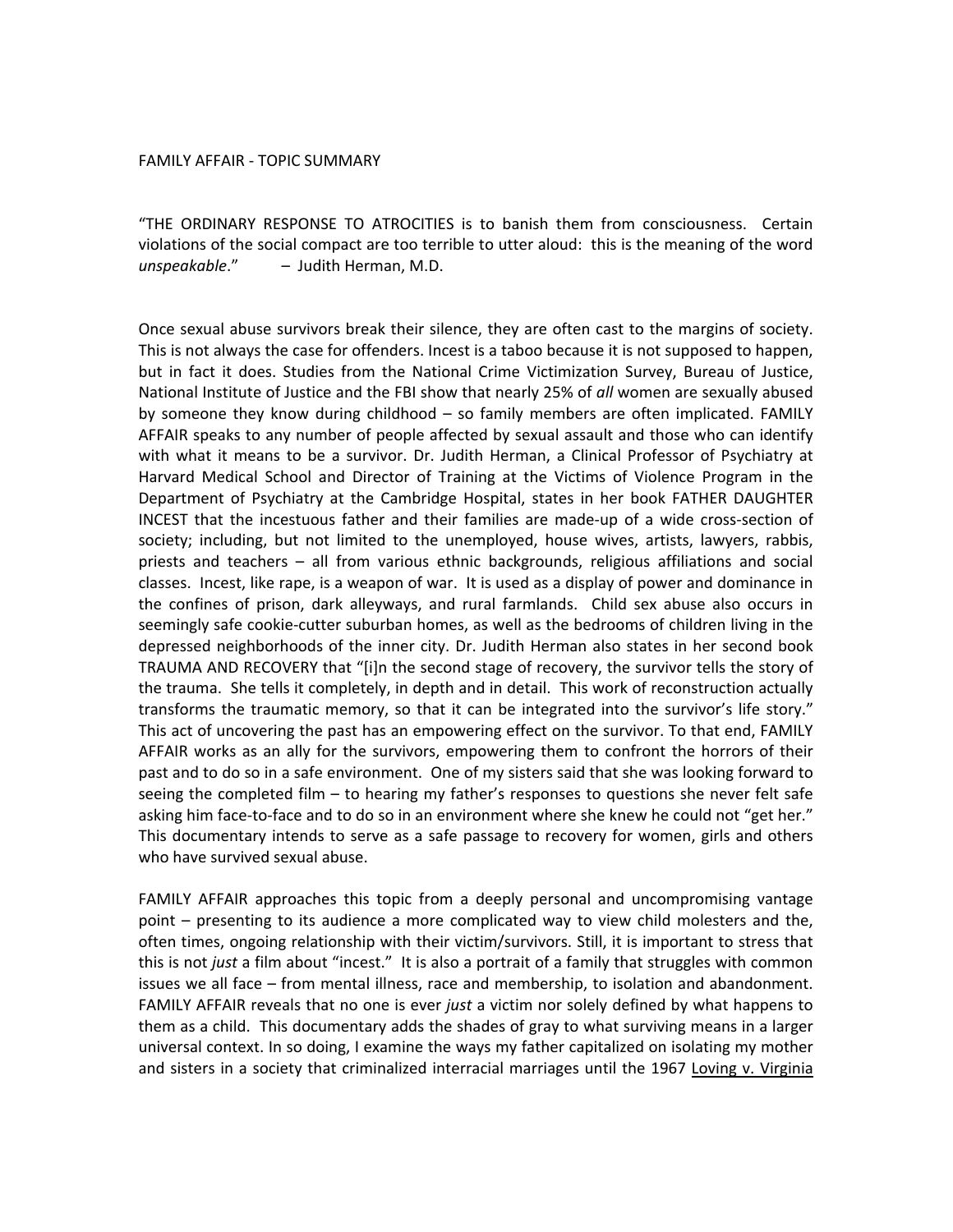FAMILY AFFAIR - TOPIC SUMMARY

"THE ORDINARY RESPONSE TO ATROCITIES is to banish them from consciousness. Certain violations of the social compact are too terrible to utter aloud: this is the meaning of the word *unspeakable*." – Judith Herman, M.D.

Once sexual abuse survivors break their silence, they are often cast to the margins of society. This is not always the case for offenders. Incest is a taboo because it is not supposed to happen, but in fact it does. Studies from the National Crime Victimization Survey, Bureau of Justice, National Institute of Justice and the FBI show that nearly 25% of *all* women are sexually abused by someone they know during childhood – so family members are often implicated. FAMILY AFFAIR speaks to any number of people affected by sexual assault and those who can identify with what it means to be a survivor. Dr. Judith Herman, a Clinical Professor of Psychiatry at Harvard Medical School and Director of Training at the Victims of Violence Program in the Department of Psychiatry at the Cambridge Hospital, states in her book FATHER DAUGHTER INCEST that the incestuous father and their families are made-up of a wide cross-section of society; including, but not limited to the unemployed, house wives, artists, lawyers, rabbis, priests and teachers – all from various ethnic backgrounds, religious affiliations and social classes. Incest, like rape, is a weapon of war. It is used as a display of power and dominance in the confines of prison, dark alleyways, and rural farmlands. Child sex abuse also occurs in seemingly safe cookie-cutter suburban homes, as well as the bedrooms of children living in the depressed neighborhoods of the inner city. Dr. Judith Herman also states in her second book TRAUMA AND RECOVERY that "[i]n the second stage of recovery, the survivor tells the story of the trauma. She tells it completely, in depth and in detail. This work of reconstruction actually transforms the traumatic memory, so that it can be integrated into the survivor's life story." This act of uncovering the past has an empowering effect on the survivor. To that end, FAMILY AFFAIR works as an ally for the survivors, empowering them to confront the horrors of their past and to do so in a safe environment. One of my sisters said that she was looking forward to seeing the completed film – to hearing my father's responses to questions she never felt safe asking him face-to-face and to do so in an environment where she knew he could not "get her." This documentary intends to serve as a safe passage to recovery for women, girls and others who have survived sexual abuse.

FAMILY AFFAIR approaches this topic from a deeply personal and uncompromising vantage point – presenting to its audience a more complicated way to view child molesters and the, often times, ongoing relationship with their victim/survivors. Still, it is important to stress that this is not *just* a film about "incest." It is also a portrait of a family that struggles with common issues we all face – from mental illness, race and membership, to isolation and abandonment. FAMILY AFFAIR reveals that no one is ever *just* a victim nor solely defined by what happens to them as a child. This documentary adds the shades of gray to what surviving means in a larger universal context. In so doing, I examine the ways my father capitalized on isolating my mother and sisters in a society that criminalized interracial marriages until the 1967 <u>Loving v. Virginia</u>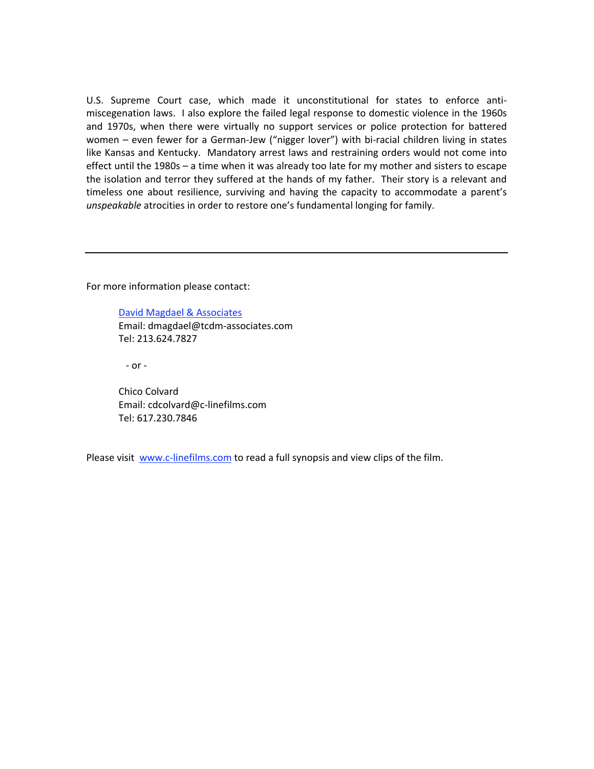U.S. Supreme Court case, which made it unconstitutional for states to enforce anti-miscegenation laws. I also explore the failed legal response to domestic violence in the 1960s and 1970s, when there were virtually no support services or police protection for battered women – even fewer for a German-Jew ("nigger lover") with bi-racial children living in states like Kansas and Kentucky. Mandatory arrest laws and restraining orders would not come into effect until the 1980s – a time when it was already too late for my mother and sisters to escape the isolation and terror they suffered at the hands of my father. Their story is a relevant and timeless one about resilience, surviving and having the capacity to accommodate a parent's *unspeakable* atrocities in order to restore one's fundamental longing for family.

---

For more information please contact:

David Magdael & Associates
Email: dmagdael@tcdm-associates.com
Tel: 213.624.7827

- or -

Chico Colvard
Email: cdcolvard@c-linefilms.com
Tel: 617.230.7846

Please visit www.c-linefilms.com to read a full synopsis and view clips of the film.